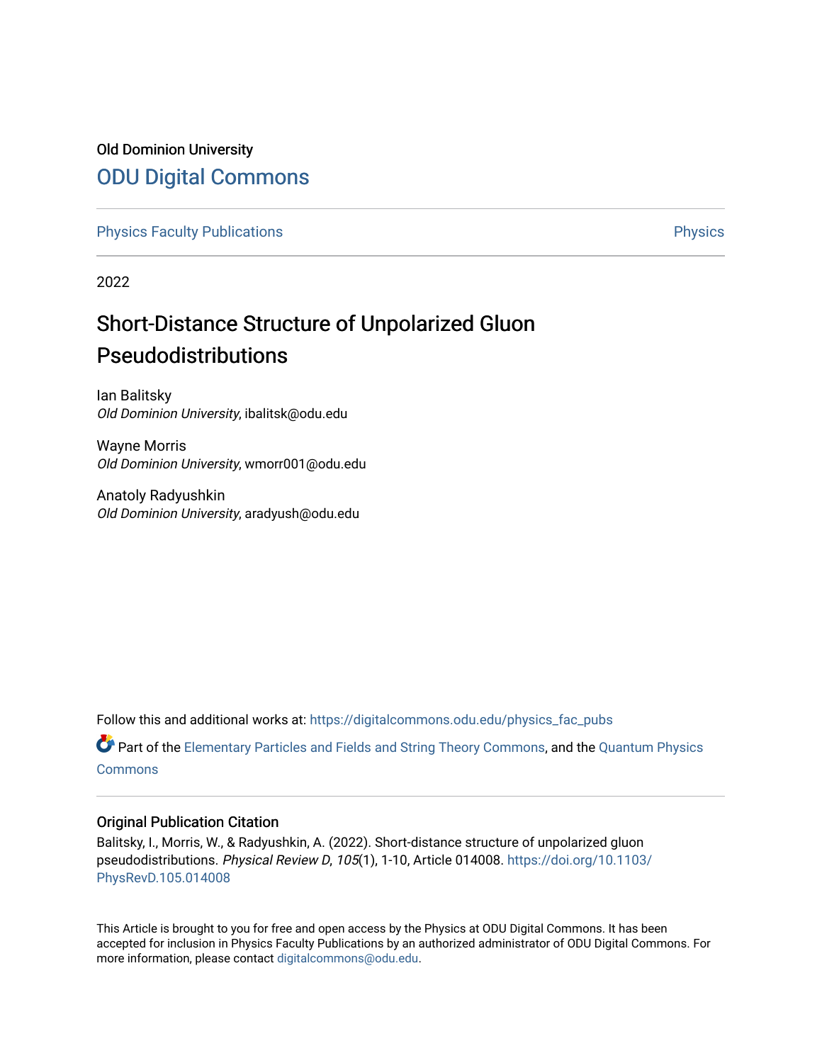Old Dominion University

# ODU Digital Commons

Physics Faculty Publications

Physics

2022

## Short-Distance Structure of Unpolarized Gluon Pseudodistributions

Ian Balitsky
*Old Dominion University*, ibalitsk@odu.edu

Wayne Morris
*Old Dominion University*, wmorr001@odu.edu

Anatoly Radyushkin
*Old Dominion University*, aradyush@odu.edu

Follow this and additional works at: https://digitalcommons.odu.edu/physics_fac_pubs

Part of the Elementary Particles and Fields and String Theory Commons, and the Quantum Physics Commons

### Original Publication Citation

Balitsky, I., Morris, W., & Radyushkin, A. (2022). Short-distance structure of unpolarized gluon pseudodistributions. *Physical Review D*, *105*(1), 1-10, Article 014008. https://doi.org/10.1103/PhysRevD.105.014008

This Article is brought to you for free and open access by the Physics at ODU Digital Commons. It has been accepted for inclusion in Physics Faculty Publications by an authorized administrator of ODU Digital Commons. For more information, please contact digitalcommons@odu.edu.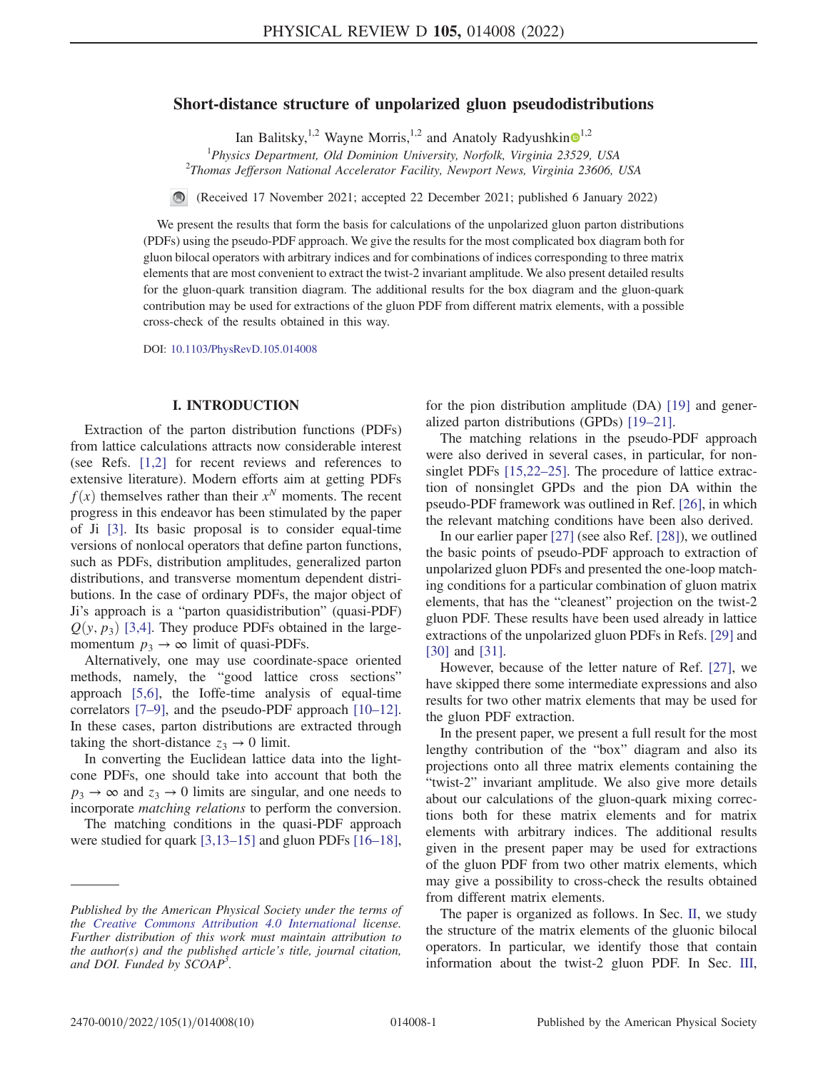# Short-distance structure of unpolarized gluon pseudodistributions

Ian Balitsky,[1,2] Wayne Morris,[1,2] and Anatoly Radyushkin[1,2]

[1]*Physics Department, Old Dominion University, Norfolk, Virginia 23529, USA*
[2]*Thomas Jefferson National Accelerator Facility, Newport News, Virginia 23606, USA*

(Received 17 November 2021; accepted 22 December 2021; published 6 January 2022)

We present the results that form the basis for calculations of the unpolarized gluon parton distributions (PDFs) using the pseudo-PDF approach. We give the results for the most complicated box diagram both for gluon bilocal operators with arbitrary indices and for combinations of indices corresponding to three matrix elements that are most convenient to extract the twist-2 invariant amplitude. We also present detailed results for the gluon-quark transition diagram. The additional results for the box diagram and the gluon-quark contribution may be used for extractions of the gluon PDF from different matrix elements, with a possible cross-check of the results obtained in this way.

DOI: 10.1103/PhysRevD.105.014008

## I. INTRODUCTION

Extraction of the parton distribution functions (PDFs) from lattice calculations attracts now considerable interest (see Refs. [1,2] for recent reviews and references to extensive literature). Modern efforts aim at getting PDFs $f(x)$ themselves rather than their $x^N$ moments. The recent progress in this endeavor has been stimulated by the paper of Ji [3]. Its basic proposal is to consider equal-time versions of nonlocal operators that define parton functions, such as PDFs, distribution amplitudes, generalized parton distributions, and transverse momentum dependent distributions. In the case of ordinary PDFs, the major object of Ji's approach is a "parton quasidistribution" (quasi-PDF) $Q(y, p_3)$ [3,4]. They produce PDFs obtained in the large-momentum $p_3 \to \infty$ limit of quasi-PDFs.

Alternatively, one may use coordinate-space oriented methods, namely, the "good lattice cross sections" approach [5,6], the Ioffe-time analysis of equal-time correlators [7–9], and the pseudo-PDF approach [10–12]. In these cases, parton distributions are extracted through taking the short-distance $z_3 \to 0$ limit.

In converting the Euclidean lattice data into the light-cone PDFs, one should take into account that both the $p_3 \to \infty$ and $z_3 \to 0$ limits are singular, and one needs to incorporate *matching relations* to perform the conversion.

The matching conditions in the quasi-PDF approach were studied for quark [3,13–15] and gluon PDFs [16–18], for the pion distribution amplitude (DA) [19] and generalized parton distributions (GPDs) [19–21].

The matching relations in the pseudo-PDF approach were also derived in several cases, in particular, for non-singlet PDFs [15,22–25]. The procedure of lattice extraction of nonsinglet GPDs and the pion DA within the pseudo-PDF framework was outlined in Ref. [26], in which the relevant matching conditions have been also derived.

In our earlier paper [27] (see also Ref. [28]), we outlined the basic points of pseudo-PDF approach to extraction of unpolarized gluon PDFs and presented the one-loop matching conditions for a particular combination of gluon matrix elements, that has the "cleanest" projection on the twist-2 gluon PDF. These results have been used already in lattice extractions of the unpolarized gluon PDFs in Refs. [29] and [30] and [31].

However, because of the letter nature of Ref. [27], we have skipped there some intermediate expressions and also results for two other matrix elements that may be used for the gluon PDF extraction.

In the present paper, we present a full result for the most lengthy contribution of the "box" diagram and also its projections onto all three matrix elements containing the "twist-2" invariant amplitude. We also give more details about our calculations of the gluon-quark mixing corrections both for these matrix elements and for matrix elements with arbitrary indices. The additional results given in the present paper may be used for extractions of the gluon PDF from two other matrix elements, which may give a possibility to cross-check the results obtained from different matrix elements.

The paper is organized as follows. In Sec. II, we study the structure of the matrix elements of the gluonic bilocal operators. In particular, we identify those that contain information about the twist-2 gluon PDF. In Sec. III,

---

*Published by the American Physical Society under the terms of the Creative Commons Attribution 4.0 International license. Further distribution of this work must maintain attribution to the author(s) and the published article's title, journal citation, and DOI. Funded by SCOAP³.*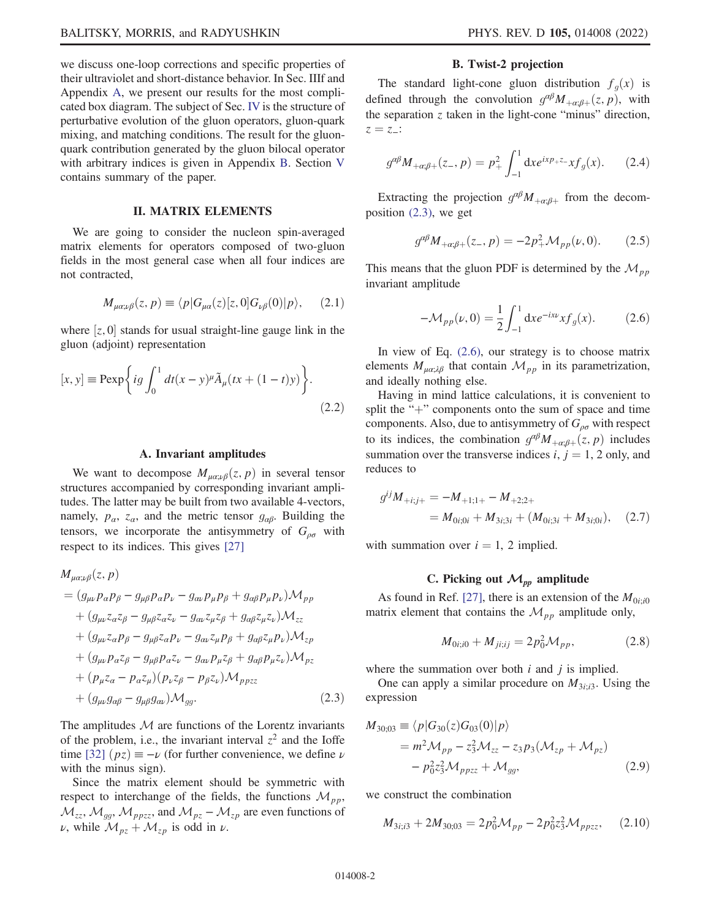we discuss one-loop corrections and specific properties of their ultraviolet and short-distance behavior. In Sec. IIIf and Appendix A, we present our results for the most complicated box diagram. The subject of Sec. IV is the structure of perturbative evolution of the gluon operators, gluon-quark mixing, and matching conditions. The result for the gluon-quark contribution generated by the gluon bilocal operator with arbitrary indices is given in Appendix B. Section V contains summary of the paper.

## II. MATRIX ELEMENTS

We are going to consider the nucleon spin-averaged matrix elements for operators composed of two-gluon fields in the most general case when all four indices are not contracted,

$$M_{\mu\alpha;\nu\beta}(z,p) \equiv \langle p|G_{\mu\alpha}(z)[z,0]G_{\nu\beta}(0)|p\rangle, \quad (2.1)$$

where $[z,0]$ stands for usual straight-line gauge link in the gluon (adjoint) representation

$$[x,y] \equiv \mathrm{Pexp}\left\{ ig\int_0^1 dt (x-y)^\mu \tilde{A}_\mu(tx+(1-t)y)\right\}. \quad (2.2)$$

### A. Invariant amplitudes

We want to decompose $M_{\mu\alpha;\nu\beta}(z,p)$ in several tensor structures accompanied by corresponding invariant amplitudes. The latter may be built from two available 4-vectors, namely, $p_\alpha$, $z_\alpha$, and the metric tensor $g_{\alpha\beta}$. Building the tensors, we incorporate the antisymmetry of $G_{\rho\sigma}$ with respect to its indices. This gives [27]

$$\begin{aligned}
M_{\mu\alpha;\nu\beta}(z,p) &= (g_{\mu\nu}p_\alpha p_\beta - g_{\mu\beta}p_\alpha p_\nu - g_{\alpha\nu}p_\mu p_\beta + g_{\alpha\beta}p_\mu p_\nu)\mathcal{M}_{pp} \\
&+ (g_{\mu\nu}z_\alpha z_\beta - g_{\mu\beta}z_\alpha z_\nu - g_{\alpha\nu}z_\mu z_\beta + g_{\alpha\beta}z_\mu z_\nu)\mathcal{M}_{zz} \\
&+ (g_{\mu\nu}z_\alpha p_\beta - g_{\mu\beta}z_\alpha p_\nu - g_{\alpha\nu}z_\mu p_\beta + g_{\alpha\beta}z_\mu p_\nu)\mathcal{M}_{zp} \\
&+ (g_{\mu\nu}p_\alpha z_\beta - g_{\mu\beta}p_\alpha z_\nu - g_{\alpha\nu}p_\mu z_\beta + g_{\alpha\beta}p_\mu z_\nu)\mathcal{M}_{pz} \\
&+ (p_\mu z_\alpha - p_\alpha z_\mu)(p_\nu z_\beta - p_\beta z_\nu)\mathcal{M}_{ppzz} \\
&+ (g_{\mu\nu}g_{\alpha\beta} - g_{\mu\beta}g_{\alpha\nu})\mathcal{M}_{gg}.
\end{aligned} \quad (2.3)$$

The amplitudes $\mathcal{M}$ are functions of the Lorentz invariants of the problem, i.e., the invariant interval $z^2$ and the Ioffe time [32] $(pz) \equiv -\nu$ (for further convenience, we define $\nu$ with the minus sign).

Since the matrix element should be symmetric with respect to interchange of the fields, the functions $\mathcal{M}_{pp}$, $\mathcal{M}_{zz}$, $\mathcal{M}_{gg}$, $\mathcal{M}_{ppzz}$, and $\mathcal{M}_{pz} - \mathcal{M}_{zp}$ are even functions of $\nu$, while $\mathcal{M}_{pz} + \mathcal{M}_{zp}$ is odd in $\nu$.

### B. Twist-2 projection

The standard light-cone gluon distribution $f_g(x)$ is defined through the convolution $g^{\alpha\beta}M_{+\alpha;\beta+}(z,p)$, with the separation $z$ taken in the light-cone "minus" direction, $z = z_-$:

$$g^{\alpha\beta}M_{+\alpha;\beta+}(z_-,p) = p_+^2 \int_{-1}^1 \mathrm{d}x e^{ixp_+z_-} x f_g(x). \quad (2.4)$$

Extracting the projection $g^{\alpha\beta}M_{+\alpha;\beta+}$ from the decomposition (2.3), we get

$$g^{\alpha\beta}M_{+\alpha;\beta+}(z_-,p) = -2p_+^2\mathcal{M}_{pp}(\nu,0). \quad (2.5)$$

This means that the gluon PDF is determined by the $\mathcal{M}_{pp}$ invariant amplitude

$$-\mathcal{M}_{pp}(\nu,0) = \frac{1}{2}\int_{-1}^1 \mathrm{d}x e^{-ix\nu} x f_g(x). \quad (2.6)$$

In view of Eq. (2.6), our strategy is to choose matrix elements $M_{\mu\alpha;\lambda\beta}$ that contain $\mathcal{M}_{pp}$ in its parametrization, and ideally nothing else.

Having in mind lattice calculations, it is convenient to split the "+" components onto the sum of space and time components. Also, due to antisymmetry of $G_{\rho\sigma}$ with respect to its indices, the combination $g^{\alpha\beta}M_{+\alpha;\beta+}(z,p)$ includes summation over the transverse indices $i, j = 1, 2$ only, and reduces to

$$\begin{aligned}
g^{ij}M_{+i;j+} &= -M_{+1;1+} - M_{+2;2+} \\
&= M_{0i;0i} + M_{3i;3i} + (M_{0i;3i} + M_{3i;0i}),
\end{aligned} \quad (2.7)$$

with summation over $i = 1, 2$ implied.

### C. Picking out $\mathcal{M}_{pp}$ amplitude

As found in Ref. [27], there is an extension of the $M_{0i;i0}$ matrix element that contains the $\mathcal{M}_{pp}$ amplitude only,

$$M_{0i;i0} + M_{ji;ij} = 2p_0^2\mathcal{M}_{pp}, \quad (2.8)$$

where the summation over both $i$ and $j$ is implied.

One can apply a similar procedure on $M_{3i;i3}$. Using the expression

$$\begin{aligned}
M_{30;03} &\equiv \langle p|G_{30}(z)G_{03}(0)|p\rangle \\
&= m^2\mathcal{M}_{pp} - z_3^2\mathcal{M}_{zz} - z_3p_3(\mathcal{M}_{zp} + \mathcal{M}_{pz}) \\
&\quad - p_0^2z_3^2\mathcal{M}_{ppzz} + \mathcal{M}_{gg},
\end{aligned} \quad (2.9)$$

we construct the combination

$$M_{3i;i3} + 2M_{30;03} = 2p_0^2\mathcal{M}_{pp} - 2p_0^2z_3^2\mathcal{M}_{ppzz}, \quad (2.10)$$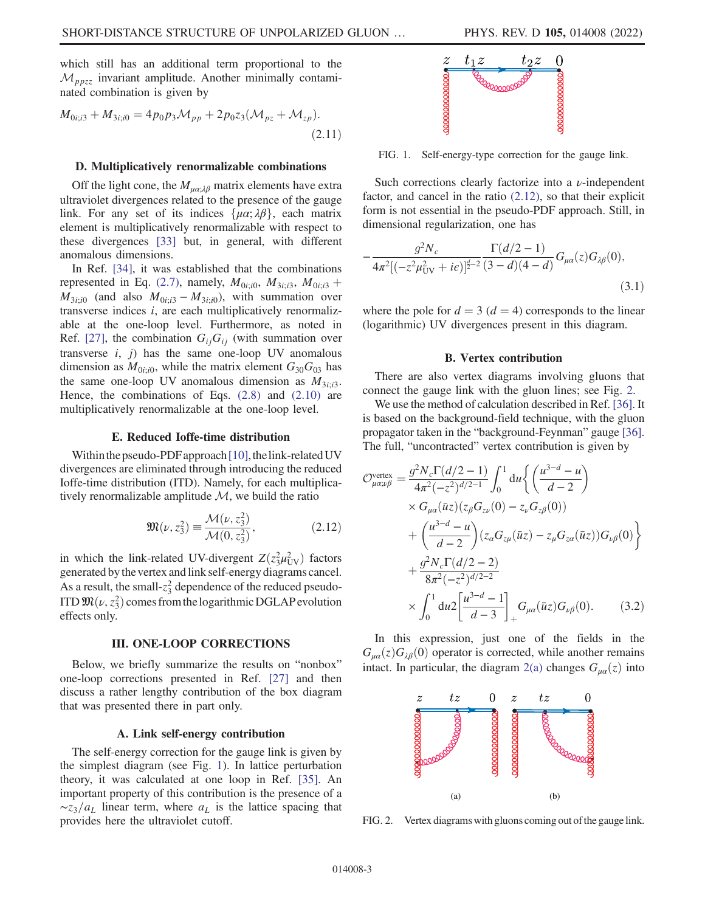which still has an additional term proportional to the $\mathcal{M}_{ppzz}$ invariant amplitude. Another minimally contaminated combination is given by

$$M_{0i;i3} + M_{3i;i0} = 4p_0 p_3 \mathcal{M}_{pp} + 2p_0 z_3 (\mathcal{M}_{pz} + \mathcal{M}_{zp}). \tag{2.11}$$

### D. Multiplicatively renormalizable combinations

Off the light cone, the $M_{\mu\alpha;\lambda\beta}$ matrix elements have extra ultraviolet divergences related to the presence of the gauge link. For any set of its indices $\{\mu\alpha;\lambda\beta\}$, each matrix element is multiplicatively renormalizable with respect to these divergences [33] but, in general, with different anomalous dimensions.

In Ref. [34], it was established that the combinations represented in Eq. (2.7), namely, $M_{0i;i0}$, $M_{3i;i3}$, $M_{0i;i3} + M_{3i;i0}$ (and also $M_{0i;i3} - M_{3i;i0}$), with summation over transverse indices $i$, are each multiplicatively renormalizable at the one-loop level. Furthermore, as noted in Ref. [27], the combination $G_{ij}G_{ij}$ (with summation over transverse $i$, $j$) has the same one-loop UV anomalous dimension as $M_{0i;i0}$, while the matrix element $G_{30}G_{03}$ has the same one-loop UV anomalous dimension as $M_{3i;i3}$. Hence, the combinations of Eqs. (2.8) and (2.10) are multiplicatively renormalizable at the one-loop level.

### E. Reduced Ioffe-time distribution

Within the pseudo-PDF approach [10], the link-related UV divergences are eliminated through introducing the reduced Ioffe-time distribution (ITD). Namely, for each multiplicatively renormalizable amplitude $\mathcal{M}$, we build the ratio

$$\mathfrak{M}(\nu, z_3^2) \equiv \frac{\mathcal{M}(\nu, z_3^2)}{\mathcal{M}(0, z_3^2)}, \tag{2.12}$$

in which the link-related UV-divergent $Z(z_3^2\mu_{\rm UV}^2)$ factors generated by the vertex and link self-energy diagrams cancel. As a result, the small-$z_3^2$ dependence of the reduced pseudo-ITD $\mathfrak{M}(\nu, z_3^2)$ comes from the logarithmic DGLAP evolution effects only.

## III. ONE-LOOP CORRECTIONS

Below, we briefly summarize the results on "nonbox" one-loop corrections presented in Ref. [27] and then discuss a rather lengthy contribution of the box diagram that was presented there in part only.

### A. Link self-energy contribution

The self-energy correction for the gauge link is given by the simplest diagram (see Fig. 1). In lattice perturbation theory, it was calculated at one loop in Ref. [35]. An important property of this contribution is the presence of a $\sim z_3/a_L$ linear term, where $a_L$ is the lattice spacing that provides here the ultraviolet cutoff.

FIG. 1. Self-energy-type correction for the gauge link.

Such corrections clearly factorize into a $\nu$-independent factor, and cancel in the ratio (2.12), so that their explicit form is not essential in the pseudo-PDF approach. Still, in dimensional regularization, one has

$$-\frac{g^2 N_c}{4\pi^2[(-z^2\mu_{\rm UV}^2 + i\epsilon)]^{\frac{d}{2}-2}} \frac{\Gamma(d/2-1)}{(3-d)(4-d)} G_{\mu\alpha}(z) G_{\lambda\beta}(0), \tag{3.1}$$

where the pole for $d=3$ ($d=4$) corresponds to the linear (logarithmic) UV divergences present in this diagram.

### B. Vertex contribution

There are also vertex diagrams involving gluons that connect the gauge link with the gluon lines; see Fig. 2.

We use the method of calculation described in Ref. [36]. It is based on the background-field technique, with the gluon propagator taken in the "background-Feynman" gauge [36]. The full, "uncontracted" vertex contribution is given by

$$\begin{aligned}
\mathcal{O}^{\rm vertex}_{\mu\alpha;\nu\beta} = {} & \frac{g^2 N_c \Gamma(d/2-1)}{4\pi^2(-z^2)^{d/2-1}} \int_0^1 {\rm d}u \Bigg\{ \left(\frac{u^{3-d} - u}{d-2}\right) \\
& \times G_{\mu\alpha}(\bar{u}z)(z_\beta G_{z\nu}(0) - z_\nu G_{z\beta}(0)) \\
& + \left(\frac{u^{3-d} - u}{d-2}\right)(z_\alpha G_{z\mu}(\bar{u}z) - z_\mu G_{z\alpha}(\bar{u}z)) G_{\nu\beta}(0) \Bigg\} \\
& + \frac{g^2 N_c \Gamma(d/2-2)}{8\pi^2(-z^2)^{d/2-2}} \\
& \times \int_0^1 {\rm d}u 2\left[\frac{u^{3-d} - 1}{d-3}\right]_+ G_{\mu\alpha}(\bar{u}z) G_{\nu\beta}(0).
\end{aligned} \tag{3.2}$$

In this expression, just one of the fields in the $G_{\mu\alpha}(z)G_{\lambda\beta}(0)$ operator is corrected, while another remains intact. In particular, the diagram 2(a) changes $G_{\mu\alpha}(z)$ into

FIG. 2. Vertex diagrams with gluons coming out of the gauge link.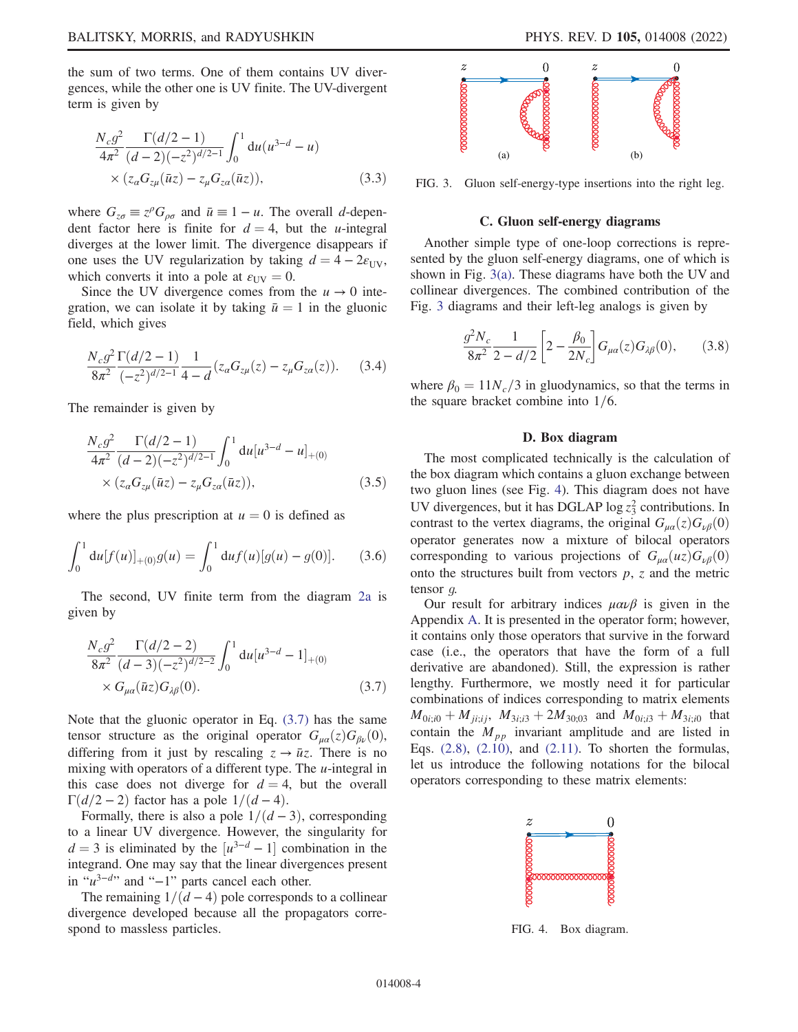the sum of two terms. One of them contains UV divergences, while the other one is UV finite. The UV-divergent term is given by

$$\frac{N_c g^2}{4\pi^2}\frac{\Gamma(d/2-1)}{(d-2)(-z^2)^{d/2-1}}\int_0^1 \mathrm{d}u(u^{3-d}-u) \times (z_\alpha G_{z\mu}(\bar{u}z) - z_\mu G_{z\alpha}(\bar{u}z)), \tag{3.3}$$

where $G_{z\sigma} \equiv z^\rho G_{\rho\sigma}$ and $\bar{u} \equiv 1-u$. The overall $d$-dependent factor here is finite for $d=4$, but the $u$-integral diverges at the lower limit. The divergence disappears if one uses the UV regularization by taking $d = 4 - 2\varepsilon_{\mathrm{UV}}$, which converts it into a pole at $\varepsilon_{\mathrm{UV}} = 0$.

Since the UV divergence comes from the $u \to 0$ integration, we can isolate it by taking $\bar{u} = 1$ in the gluonic field, which gives

$$\frac{N_c g^2}{8\pi^2}\frac{\Gamma(d/2-1)}{(-z^2)^{d/2-1}}\frac{1}{4-d}(z_\alpha G_{z\mu}(z) - z_\mu G_{z\alpha}(z)). \tag{3.4}$$

The remainder is given by

$$\frac{N_c g^2}{4\pi^2}\frac{\Gamma(d/2-1)}{(d-2)(-z^2)^{d/2-1}}\int_0^1 \mathrm{d}u[u^{3-d}-u]_{+(0)} \times (z_\alpha G_{z\mu}(\bar{u}z) - z_\mu G_{z\alpha}(\bar{u}z)), \tag{3.5}$$

where the plus prescription at $u=0$ is defined as

$$\int_0^1 \mathrm{d}u[f(u)]_{+(0)}g(u) = \int_0^1 \mathrm{d}u f(u)[g(u)-g(0)]. \tag{3.6}$$

The second, UV finite term from the diagram 2a is given by

$$\frac{N_c g^2}{8\pi^2}\frac{\Gamma(d/2-2)}{(d-3)(-z^2)^{d/2-2}}\int_0^1 \mathrm{d}u[u^{3-d}-1]_{+(0)} \times G_{\mu\alpha}(\bar{u}z)G_{\lambda\beta}(0). \tag{3.7}$$

Note that the gluonic operator in Eq. (3.7) has the same tensor structure as the original operator $G_{\mu\alpha}(z)G_{\beta\nu}(0)$, differing from it just by rescaling $z \to \bar{u}z$. There is no mixing with operators of a different type. The $u$-integral in this case does not diverge for $d=4$, but the overall $\Gamma(d/2-2)$ factor has a pole $1/(d-4)$.

Formally, there is also a pole $1/(d-3)$, corresponding to a linear UV divergence. However, the singularity for $d=3$ is eliminated by the $[u^{3-d}-1]$ combination in the integrand. One may say that the linear divergences present in "$u^{3-d}$" and "$-1$" parts cancel each other.

The remaining $1/(d-4)$ pole corresponds to a collinear divergence developed because all the propagators correspond to massless particles.

FIG. 3. Gluon self-energy-type insertions into the right leg.

### C. Gluon self-energy diagrams

Another simple type of one-loop corrections is represented by the gluon self-energy diagrams, one of which is shown in Fig. 3(a). These diagrams have both the UV and collinear divergences. The combined contribution of the Fig. 3 diagrams and their left-leg analogs is given by

$$\frac{g^2 N_c}{8\pi^2}\frac{1}{2-d/2}\left[2-\frac{\beta_0}{2N_c}\right]G_{\mu\alpha}(z)G_{\lambda\beta}(0), \tag{3.8}$$

where $\beta_0 = 11N_c/3$ in gluodynamics, so that the terms in the square bracket combine into $1/6$.

### D. Box diagram

The most complicated technically is the calculation of the box diagram which contains a gluon exchange between two gluon lines (see Fig. 4). This diagram does not have UV divergences, but it has DGLAP $\log z_3^2$ contributions. In contrast to the vertex diagrams, the original $G_{\mu\alpha}(z)G_{\nu\beta}(0)$ operator generates now a mixture of bilocal operators corresponding to various projections of $G_{\mu\alpha}(uz)G_{\nu\beta}(0)$ onto the structures built from vectors $p$, $z$ and the metric tensor $g$.

Our result for arbitrary indices $\mu\alpha\nu\beta$ is given in the Appendix A. It is presented in the operator form; however, it contains only those operators that survive in the forward case (i.e., the operators that have the form of a full derivative are abandoned). Still, the expression is rather lengthy. Furthermore, we mostly need it for particular combinations of indices corresponding to matrix elements $M_{0i;i0} + M_{ji;ij}$, $M_{3i;i3} + 2M_{30;03}$ and $M_{0i;i3} + M_{3i;i0}$ that contain the $M_{pp}$ invariant amplitude and are listed in Eqs. (2.8), (2.10), and (2.11). To shorten the formulas, let us introduce the following notations for the bilocal operators corresponding to these matrix elements:

FIG. 4. Box diagram.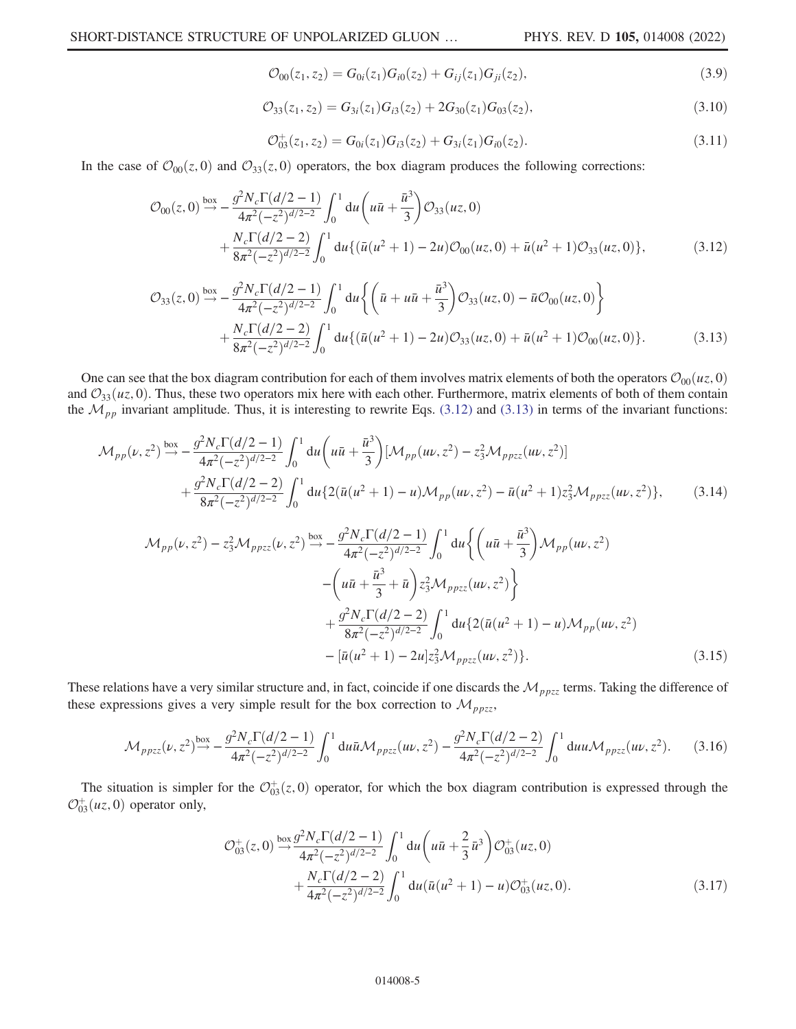$$\mathcal{O}_{00}(z_1, z_2) = G_{0i}(z_1)G_{i0}(z_2) + G_{ij}(z_1)G_{ji}(z_2), \tag{3.9}$$

$$\mathcal{O}_{33}(z_1, z_2) = G_{3i}(z_1)G_{i3}(z_2) + 2G_{30}(z_1)G_{03}(z_2), \tag{3.10}$$

$$\mathcal{O}^{+}_{03}(z_1, z_2) = G_{0i}(z_1)G_{i3}(z_2) + G_{3i}(z_1)G_{i0}(z_2). \tag{3.11}$$

In the case of $\mathcal{O}_{00}(z,0)$ and $\mathcal{O}_{33}(z,0)$ operators, the box diagram produces the following corrections:

$$\begin{aligned}\mathcal{O}_{00}(z,0) \stackrel{\text{box}}{\to} &-\frac{g^2 N_c \Gamma(d/2-1)}{4\pi^2(-z^2)^{d/2-2}}\int_0^1 \mathrm{d}u\left(u\bar{u}+\frac{\bar{u}^3}{3}\right)\mathcal{O}_{33}(uz,0)\\ &+\frac{N_c\Gamma(d/2-2)}{8\pi^2(-z^2)^{d/2-2}}\int_0^1 \mathrm{d}u\{(\bar{u}(u^2+1)-2u)\mathcal{O}_{00}(uz,0)+\bar{u}(u^2+1)\mathcal{O}_{33}(uz,0)\},\end{aligned} \tag{3.12}$$

$$\begin{aligned}\mathcal{O}_{33}(z,0) \stackrel{\text{box}}{\to} &-\frac{g^2 N_c \Gamma(d/2-1)}{4\pi^2(-z^2)^{d/2-2}}\int_0^1 \mathrm{d}u\left\{\left(\bar{u}+u\bar{u}+\frac{\bar{u}^3}{3}\right)\mathcal{O}_{33}(uz,0)-\bar{u}\mathcal{O}_{00}(uz,0)\right\}\\ &+\frac{N_c\Gamma(d/2-2)}{8\pi^2(-z^2)^{d/2-2}}\int_0^1 \mathrm{d}u\{(\bar{u}(u^2+1)-2u)\mathcal{O}_{33}(uz,0)+\bar{u}(u^2+1)\mathcal{O}_{00}(uz,0)\}.\end{aligned} \tag{3.13}$$

One can see that the box diagram contribution for each of them involves matrix elements of both the operators $\mathcal{O}_{00}(uz,0)$ and $\mathcal{O}_{33}(uz,0)$. Thus, these two operators mix here with each other. Furthermore, matrix elements of both of them contain the $\mathcal{M}_{pp}$ invariant amplitude. Thus, it is interesting to rewrite Eqs. (3.12) and (3.13) in terms of the invariant functions:

$$\begin{aligned}\mathcal{M}_{pp}(\nu,z^2) \stackrel{\text{box}}{\to} &-\frac{g^2 N_c \Gamma(d/2-1)}{4\pi^2(-z^2)^{d/2-2}}\int_0^1 \mathrm{d}u\left(u\bar{u}+\frac{\bar{u}^3}{3}\right)[\mathcal{M}_{pp}(u\nu,z^2)-z_3^2\mathcal{M}_{ppzz}(u\nu,z^2)]\\ &+\frac{g^2N_c\Gamma(d/2-2)}{8\pi^2(-z^2)^{d/2-2}}\int_0^1 \mathrm{d}u\{2(\bar{u}(u^2+1)-u)\mathcal{M}_{pp}(u\nu,z^2)-\bar{u}(u^2+1)z_3^2\mathcal{M}_{ppzz}(u\nu,z^2)\},\end{aligned} \tag{3.14}$$

$$\begin{aligned}\mathcal{M}_{pp}(\nu,z^2)-z_3^2\mathcal{M}_{ppzz}(\nu,z^2) \stackrel{\text{box}}{\to} &-\frac{g^2 N_c \Gamma(d/2-1)}{4\pi^2(-z^2)^{d/2-2}}\int_0^1 \mathrm{d}u\left\{\left(u\bar{u}+\frac{\bar{u}^3}{3}\right)\mathcal{M}_{pp}(u\nu,z^2)\right.\\ &\left.-\left(u\bar{u}+\frac{\bar{u}^3}{3}+\bar{u}\right)z_3^2\mathcal{M}_{ppzz}(u\nu,z^2)\right\}\\ &+\frac{g^2N_c\Gamma(d/2-2)}{8\pi^2(-z^2)^{d/2-2}}\int_0^1 \mathrm{d}u\{2(\bar{u}(u^2+1)-u)\mathcal{M}_{pp}(u\nu,z^2)\\ &-[\bar{u}(u^2+1)-2u]z_3^2\mathcal{M}_{ppzz}(u\nu,z^2)\}.\end{aligned} \tag{3.15}$$

These relations have a very similar structure and, in fact, coincide if one discards the $\mathcal{M}_{ppzz}$ terms. Taking the difference of these expressions gives a very simple result for the box correction to $\mathcal{M}_{ppzz}$,

$$\mathcal{M}_{ppzz}(\nu,z^2) \stackrel{\text{box}}{\to} -\frac{g^2 N_c \Gamma(d/2-1)}{4\pi^2(-z^2)^{d/2-2}}\int_0^1 \mathrm{d}u\bar{u}\mathcal{M}_{ppzz}(u\nu,z^2)-\frac{g^2 N_c \Gamma(d/2-2)}{4\pi^2(-z^2)^{d/2-2}}\int_0^1 \mathrm{d}u u\mathcal{M}_{ppzz}(u\nu,z^2). \tag{3.16}$$

The situation is simpler for the $\mathcal{O}^{+}_{03}(z,0)$ operator, for which the box diagram contribution is expressed through the $\mathcal{O}^{+}_{03}(uz,0)$ operator only,

$$\begin{aligned}\mathcal{O}^{+}_{03}(z,0) \stackrel{\text{box}}{\to} &\frac{g^2 N_c \Gamma(d/2-1)}{4\pi^2(-z^2)^{d/2-2}}\int_0^1 \mathrm{d}u\left(u\bar{u}+\frac{2}{3}\bar{u}^3\right)\mathcal{O}^{+}_{03}(uz,0)\\ &+\frac{N_c\Gamma(d/2-2)}{4\pi^2(-z^2)^{d/2-2}}\int_0^1 \mathrm{d}u(\bar{u}(u^2+1)-u)\mathcal{O}^{+}_{03}(uz,0).\end{aligned} \tag{3.17}$$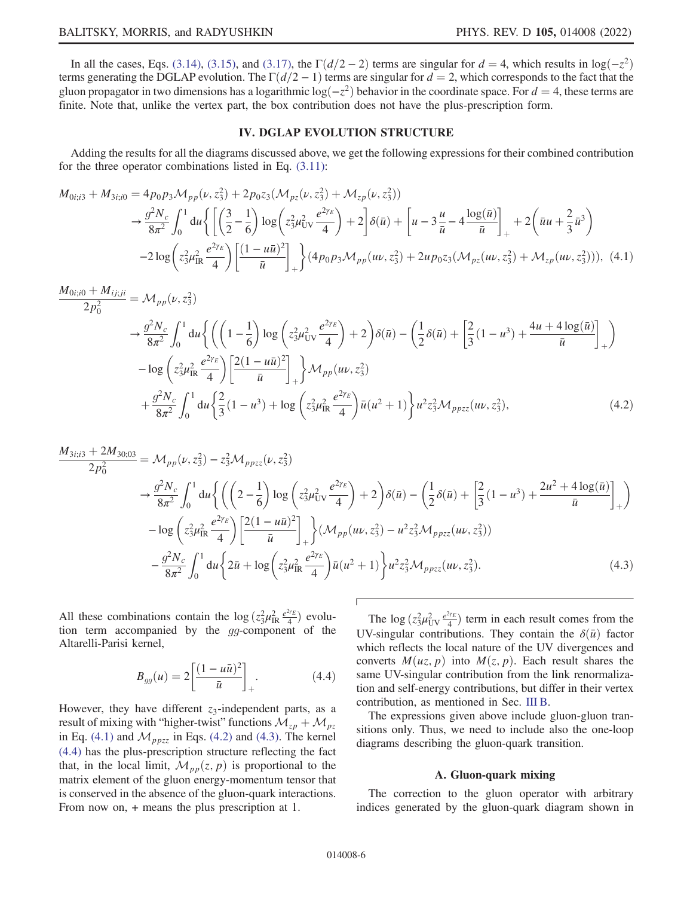In all the cases, Eqs. (3.14), (3.15), and (3.17), the $\Gamma(d/2-2)$ terms are singular for $d=4$, which results in $\log(-z^2)$ terms generating the DGLAP evolution. The $\Gamma(d/2-1)$ terms are singular for $d=2$, which corresponds to the fact that the gluon propagator in two dimensions has a logarithmic $\log(-z^2)$ behavior in the coordinate space. For $d=4$, these terms are finite. Note that, unlike the vertex part, the box contribution does not have the plus-prescription form.

## IV. DGLAP EVOLUTION STRUCTURE

Adding the results for all the diagrams discussed above, we get the following expressions for their combined contribution for the three operator combinations listed in Eq. (3.11):

$$
\begin{aligned}
M_{0i;i3}+M_{3i;i0} &= 4p_0p_3\mathcal{M}_{pp}(\nu,z_3^2)+2p_0z_3(\mathcal{M}_{pz}(\nu,z_3^2)+\mathcal{M}_{zp}(\nu,z_3^2)) \\
&\to \frac{g^2N_c}{8\pi^2}\int_0^1 du\bigg\{\left[\left(\frac{3}{2}-\frac{1}{6}\right)\log\left(z_3^2\mu_{\rm UV}^2\frac{e^{2\gamma_E}}{4}\right)+2\right]\delta(\bar u)+\left[u-3\frac{u}{\bar u}-4\frac{\log(\bar u)}{\bar u}\right]_+ +2\left(\bar u u+\frac{2}{3}\bar u^3\right) \\
&\quad -2\log\left(z_3^2\mu_{\rm IR}^2\frac{e^{2\gamma_E}}{4}\right)\left[\frac{(1-u\bar u)^2}{\bar u}\right]_+\bigg\}(4p_0p_3\mathcal{M}_{pp}(u\nu,z_3^2)+2up_0z_3(\mathcal{M}_{pz}(u\nu,z_3^2)+\mathcal{M}_{zp}(u\nu,z_3^2))), \quad (4.1)
\end{aligned}
$$

$$
\begin{aligned}
\frac{M_{0i;i0}+M_{ij;ji}}{2p_0^2} &= \mathcal{M}_{pp}(\nu,z_3^2) \\
&\to \frac{g^2N_c}{8\pi^2}\int_0^1 du\bigg\{\left(\left(1-\frac{1}{6}\right)\log\left(z_3^2\mu_{\rm UV}^2\frac{e^{2\gamma_E}}{4}\right)+2\right)\delta(\bar u)-\left(\frac{1}{2}\delta(\bar u)+\left[\frac{2}{3}(1-u^3)+\frac{4u+4\log(\bar u)}{\bar u}\right]_+\right) \\
&\quad -\log\left(z_3^2\mu_{\rm IR}^2\frac{e^{2\gamma_E}}{4}\right)\left[\frac{2(1-u\bar u)^2}{\bar u}\right]_+\bigg\}\mathcal{M}_{pp}(u\nu,z_3^2) \\
&\quad +\frac{g^2N_c}{8\pi^2}\int_0^1 du\left\{\frac{2}{3}(1-u^3)+\log\left(z_3^2\mu_{\rm IR}^2\frac{e^{2\gamma_E}}{4}\right)\bar u(u^2+1)\right\}u^2z_3^2\mathcal{M}_{ppzz}(u\nu,z_3^2), \quad (4.2)
\end{aligned}
$$

$$
\begin{aligned}
\frac{M_{3i;i3}+2M_{30;03}}{2p_0^2} &= \mathcal{M}_{pp}(\nu,z_3^2)-z_3^2\mathcal{M}_{ppzz}(\nu,z_3^2) \\
&\to \frac{g^2N_c}{8\pi^2}\int_0^1 du\bigg\{\left(\left(2-\frac{1}{6}\right)\log\left(z_3^2\mu_{\rm UV}^2\frac{e^{2\gamma_E}}{4}\right)+2\right)\delta(\bar u)-\left(\frac{1}{2}\delta(\bar u)+\left[\frac{2}{3}(1-u^3)+\frac{2u^2+4\log(\bar u)}{\bar u}\right]_+\right) \\
&\quad -\log\left(z_3^2\mu_{\rm IR}^2\frac{e^{2\gamma_E}}{4}\right)\left[\frac{2(1-u\bar u)^2}{\bar u}\right]_+\bigg\}(\mathcal{M}_{pp}(u\nu,z_3^2)-u^2z_3^2\mathcal{M}_{ppzz}(u\nu,z_3^2)) \\
&\quad -\frac{g^2N_c}{8\pi^2}\int_0^1 du\left\{2\bar u+\log\left(z_3^2\mu_{\rm IR}^2\frac{e^{2\gamma_E}}{4}\right)\bar u(u^2+1)\right\}u^2z_3^2\mathcal{M}_{ppzz}(u\nu,z_3^2). \quad (4.3)
\end{aligned}
$$

All these combinations contain the $\log(z_3^2\mu_{\rm IR}^2\frac{e^{2\gamma_E}}{4})$ evolution term accompanied by the $gg$-component of the Altarelli-Parisi kernel,

$$
B_{gg}(u)=2\left[\frac{(1-u\bar u)^2}{\bar u}\right]_+. \quad (4.4)
$$

However, they have different $z_3$-independent parts, as a result of mixing with "higher-twist" functions $\mathcal{M}_{zp}+\mathcal{M}_{pz}$ in Eq. (4.1) and $\mathcal{M}_{ppzz}$ in Eqs. (4.2) and (4.3). The kernel (4.4) has the plus-prescription structure reflecting the fact that, in the local limit, $\mathcal{M}_{pp}(z,p)$ is proportional to the matrix element of the gluon energy-momentum tensor that is conserved in the absence of the gluon-quark interactions. From now on, + means the plus prescription at 1.

The $\log(z_3^2\mu_{\rm UV}^2\frac{e^{2\gamma_E}}{4})$ term in each result comes from the UV-singular contributions. They contain the $\delta(\bar u)$ factor which reflects the local nature of the UV divergences and converts $M(uz,p)$ into $M(z,p)$. Each result shares the same UV-singular contribution from the link renormalization and self-energy contributions, but differ in their vertex contribution, as mentioned in Sec. III B.

The expressions given above include gluon-gluon transitions only. Thus, we need to include also the one-loop diagrams describing the gluon-quark transition.

### A. Gluon-quark mixing

The correction to the gluon operator with arbitrary indices generated by the gluon-quark diagram shown in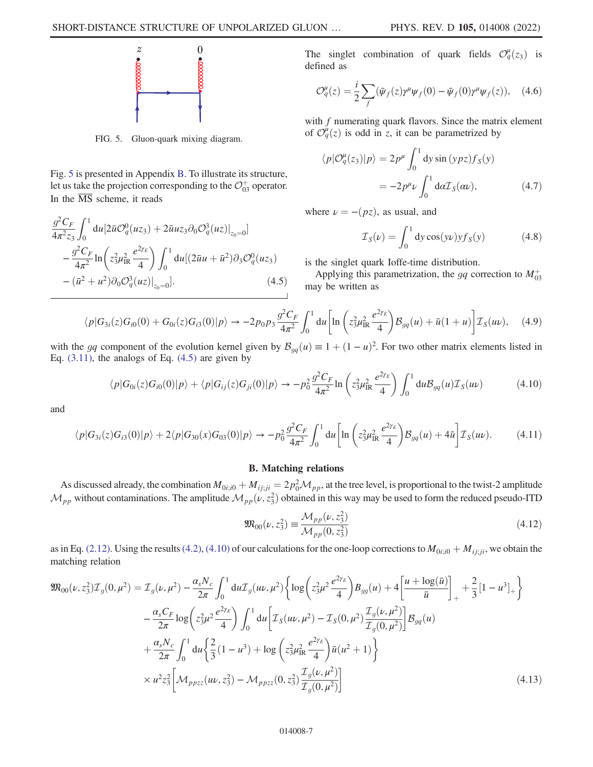FIG. 5. Gluon-quark mixing diagram.

Fig. 5 is presented in Appendix B. To illustrate its structure, let us take the projection corresponding to the $\mathcal{O}_{03}^{+}$ operator. In the $\overline{\mathrm{MS}}$ scheme, it reads

$$
\frac{g^2 C_F}{4\pi^2 z_3}\int_0^1 \mathrm{d}u[2\bar{u}\mathcal{O}_q^0(uz_3) + 2\bar{u}uz_3\partial_0\mathcal{O}_q^3(uz)|_{z_0=0}]
- \frac{g^2 C_F}{4\pi^2}\ln\left(z_3^2\mu_{\mathrm{IR}}^2\frac{e^{2\gamma_E}}{4}\right)\int_0^1 \mathrm{d}u[(2\bar{u}u + \bar{u}^2)\partial_3\mathcal{O}_q^0(uz_3)
- (\bar{u}^2 + u^2)\partial_0\mathcal{O}_q^3(uz)|_{z_0=0}]. \tag{4.5}
$$

The singlet combination of quark fields $\mathcal{O}_q^\mu(z_3)$ is defined as

$$
\mathcal{O}_q^\mu(z) = \frac{i}{2}\sum_f (\bar{\psi}_f(z)\gamma^\mu\psi_f(0) - \bar{\psi}_f(0)\gamma^\mu\psi_f(z)), \tag{4.6}
$$

with $f$ numerating quark flavors. Since the matrix element of $\mathcal{O}_q^\mu(z)$ is odd in $z$, it can be parametrized by

$$
\langle p|\mathcal{O}_q^\mu(z_3)|p\rangle = 2p^\mu\int_0^1 \mathrm{d}y\sin(ypz)f_S(y)
= -2p^\mu\nu\int_0^1 \mathrm{d}\alpha\mathcal{I}_S(\alpha\nu), \tag{4.7}
$$

where $\nu = -(pz)$, as usual, and

$$
\mathcal{I}_S(\nu) = \int_0^1 \mathrm{d}y\cos(y\nu)yf_S(y) \tag{4.8}
$$

is the singlet quark Ioffe-time distribution.

Applying this parametrization, the $gq$ correction to $M_{03}^{+}$ may be written as

$$
\langle p|G_{3i}(z)G_{i0}(0) + G_{0i}(z)G_{i3}(0)|p\rangle \to -2p_0p_3\frac{g^2C_F}{4\pi^2}\int_0^1 \mathrm{d}u\left[\ln\left(z_3^2\mu_{\mathrm{IR}}^2\frac{e^{2\gamma_E}}{4}\right)\mathcal{B}_{gq}(u) + \bar{u}(1+u)\right]\mathcal{I}_S(u\nu), \tag{4.9}
$$

with the $gq$ component of the evolution kernel given by $\mathcal{B}_{gq}(u) \equiv 1 + (1-u)^2$. For two other matrix elements listed in Eq. (3.11), the analogs of Eq. (4.5) are given by

$$
\langle p|G_{0i}(z)G_{i0}(0)|p\rangle + \langle p|G_{ij}(z)G_{ji}(0)|p\rangle \to -p_0^2\frac{g^2C_F}{4\pi^2}\ln\left(z_3^2\mu_{\mathrm{IR}}^2\frac{e^{2\gamma_E}}{4}\right)\int_0^1 \mathrm{d}u\mathcal{B}_{gq}(u)\mathcal{I}_S(u\nu) \tag{4.10}
$$

and

$$
\langle p|G_{3i}(z)G_{i3}(0)|p\rangle + 2\langle p|G_{30}(x)G_{03}(0)|p\rangle \to -p_0^2\frac{g^2C_F}{4\pi^2}\int_0^1 \mathrm{d}u\left[\ln\left(z_3^2\mu_{\mathrm{IR}}^2\frac{e^{2\gamma_E}}{4}\right)\mathcal{B}_{gq}(u) + 4\bar{u}\right]\mathcal{I}_S(u\nu). \tag{4.11}
$$

### B. Matching relations

As discussed already, the combination $M_{0i;i0} + M_{ij;ji} = 2p_0^2\mathcal{M}_{pp}$, at the tree level, is proportional to the twist-2 amplitude $\mathcal{M}_{pp}$ without contaminations. The amplitude $\mathcal{M}_{pp}(\nu, z_3^2)$ obtained in this way may be used to form the reduced pseudo-ITD

$$
\mathfrak{M}_{00}(\nu, z_3^2) \equiv \frac{\mathcal{M}_{pp}(\nu, z_3^2)}{\mathcal{M}_{pp}(0, z_3^2)} \tag{4.12}
$$

as in Eq. (2.12). Using the results (4.2), (4.10) of our calculations for the one-loop corrections to $M_{0i;i0} + M_{ij;ji}$, we obtain the matching relation

$$
\begin{aligned}
\mathfrak{M}_{00}(\nu, z_3^2)\mathcal{I}_g(0,\mu^2) = {} & \mathcal{I}_g(\nu,\mu^2) - \frac{\alpha_s N_c}{2\pi}\int_0^1 \mathrm{d}u\mathcal{I}_g(u\nu,\mu^2)\left\{\log\left(z_3^2\mu^2\frac{e^{2\gamma_E}}{4}\right)B_{gg}(u) + 4\left[\frac{u+\log(\bar{u})}{\bar{u}}\right]_+ + \frac{2}{3}[1-u^3]_+\right\} \\
& - \frac{\alpha_s C_F}{2\pi}\log\left(z_3^2\mu^2\frac{e^{2\gamma_E}}{4}\right)\int_0^1 \mathrm{d}u\left[\mathcal{I}_S(u\nu,\mu^2) - \mathcal{I}_S(0,\mu^2)\frac{\mathcal{I}_g(\nu,\mu^2)}{\mathcal{I}_g(0,\mu^2)}\right]\mathcal{B}_{gq}(u) \\
& + \frac{\alpha_s N_c}{2\pi}\int_0^1 \mathrm{d}u\left\{\frac{2}{3}(1-u^3) + \log\left(z_3^2\mu_{\mathrm{IR}}^2\frac{e^{2\gamma_E}}{4}\right)\bar{u}(u^2+1)\right\} \\
& \times u^2z_3^2\left[\mathcal{M}_{ppzz}(u\nu, z_3^2) - \mathcal{M}_{ppzz}(0, z_3^2)\frac{\mathcal{I}_g(\nu,\mu^2)}{\mathcal{I}_g(0,\mu^2)}\right]
\end{aligned} \tag{4.13}
$$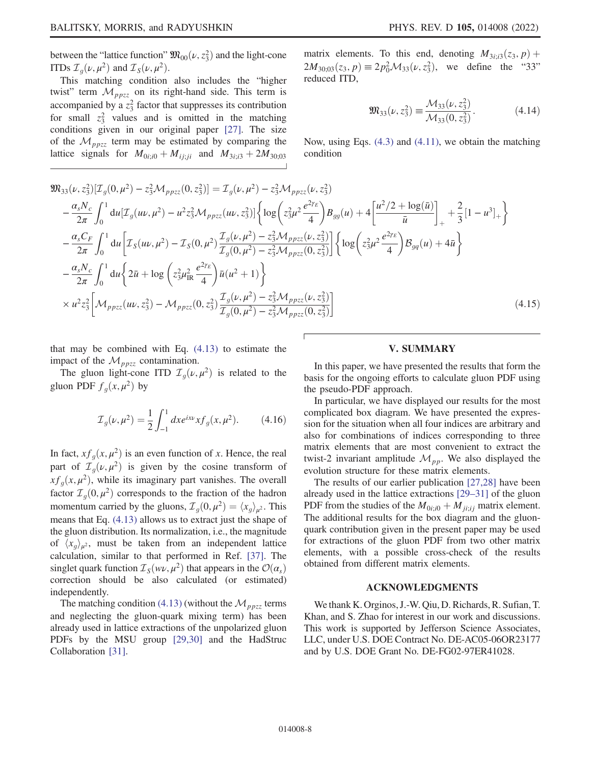between the "lattice function" $\mathfrak{M}_{00}(\nu, z_3^2)$ and the light-cone ITDs $\mathcal{I}_g(\nu, \mu^2)$ and $\mathcal{I}_S(\nu, \mu^2)$.

This matching condition also includes the "higher twist" term $\mathcal{M}_{ppzz}$ on its right-hand side. This term is accompanied by a $z_3^2$ factor that suppresses its contribution for small $z_3^2$ values and is omitted in the matching conditions given in our original paper [27]. The size of the $\mathcal{M}_{ppzz}$ term may be estimated by comparing the lattice signals for $M_{0i;i0} + M_{ij;ji}$ and $M_{3i;i3} + 2M_{30;03}$ matrix elements. To this end, denoting $M_{3i;i3}(z_3, p) + 2M_{30;03}(z_3, p) \equiv 2p_0^2 \mathcal{M}_{33}(\nu, z_3^2)$, we define the "33" reduced ITD,

$$
\mathfrak{M}_{33}(\nu, z_3^2) \equiv \frac{\mathcal{M}_{33}(\nu, z_3^2)}{\mathcal{M}_{33}(0, z_3^2)}. \tag{4.14}
$$

Now, using Eqs. (4.3) and (4.11), we obtain the matching condition

$$
\begin{aligned}
&\mathfrak{M}_{33}(\nu, z_3^2)[\mathcal{I}_g(0,\mu^2) - z_3^2 \mathcal{M}_{ppzz}(0, z_3^2)] = \mathcal{I}_g(\nu, \mu^2) - z_3^2 \mathcal{M}_{ppzz}(\nu, z_3^2) \\
&\quad - \frac{\alpha_s N_c}{2\pi} \int_0^1 du [\mathcal{I}_g(u\nu, \mu^2) - u^2 z_3^2 \mathcal{M}_{ppzz}(u\nu, z_3^2)] \left\{ \log\left( z_3^2 \mu^2 \frac{e^{2\gamma_E}}{4} \right) B_{gg}(u) + 4\left[ \frac{u^2/2 + \log(\bar{u})}{\bar{u}} \right]_+ + \frac{2}{3}[1 - u^3]_+ \right\} \\
&\quad - \frac{\alpha_s C_F}{2\pi} \int_0^1 du \left[ \mathcal{I}_S(u\nu, \mu^2) - \mathcal{I}_S(0, \mu^2) \frac{\mathcal{I}_g(\nu, \mu^2) - z_3^2 \mathcal{M}_{ppzz}(\nu, z_3^2)}{\mathcal{I}_g(0, \mu^2) - z_3^2 \mathcal{M}_{ppzz}(0, z_3^2)} \right] \left\{ \log\left( z_3^2 \mu^2 \frac{e^{2\gamma_E}}{4} \right) \mathcal{B}_{gq}(u) + 4\bar{u} \right\} \\
&\quad - \frac{\alpha_s N_c}{2\pi} \int_0^1 du \left\{ 2\bar{u} + \log\left( z_3^2 \mu_{\mathrm{IR}}^2 \frac{e^{2\gamma_E}}{4} \right) \bar{u}(u^2 + 1) \right\} \\
&\quad \times u^2 z_3^2 \left[ \mathcal{M}_{ppzz}(u\nu, z_3^2) - \mathcal{M}_{ppzz}(0, z_3^2) \frac{\mathcal{I}_g(\nu, \mu^2) - z_3^2 \mathcal{M}_{ppzz}(\nu, z_3^2)}{\mathcal{I}_g(0, \mu^2) - z_3^2 \mathcal{M}_{ppzz}(0, z_3^2)} \right]
\end{aligned} \tag{4.15}
$$

that may be combined with Eq. (4.13) to estimate the impact of the $\mathcal{M}_{ppzz}$ contamination.

The gluon light-cone ITD $\mathcal{I}_g(\nu, \mu^2)$ is related to the gluon PDF $f_g(x, \mu^2)$ by

$$
\mathcal{I}_g(\nu, \mu^2) = \frac{1}{2} \int_{-1}^{1} dx e^{ix\nu} x f_g(x, \mu^2). \tag{4.16}
$$

In fact, $x f_g(x, \mu^2)$ is an even function of $x$. Hence, the real part of $\mathcal{I}_g(\nu, \mu^2)$ is given by the cosine transform of $x f_g(x, \mu^2)$, while its imaginary part vanishes. The overall factor $\mathcal{I}_g(0, \mu^2)$ corresponds to the fraction of the hadron momentum carried by the gluons, $\mathcal{I}_g(0, \mu^2) = \langle x_g \rangle_{\mu^2}$. This means that Eq. (4.13) allows us to extract just the shape of the gluon distribution. Its normalization, i.e., the magnitude of $\langle x_g \rangle_{\mu^2}$, must be taken from an independent lattice calculation, similar to that performed in Ref. [37]. The singlet quark function $\mathcal{I}_S(w\nu, \mu^2)$ that appears in the $\mathcal{O}(\alpha_s)$ correction should be also calculated (or estimated) independently.

The matching condition (4.13) (without the $\mathcal{M}_{ppzz}$ terms and neglecting the gluon-quark mixing term) has been already used in lattice extractions of the unpolarized gluon PDFs by the MSU group [29,30] and the HadStruc Collaboration [31].

## V. SUMMARY

In this paper, we have presented the results that form the basis for the ongoing efforts to calculate gluon PDF using the pseudo-PDF approach.

In particular, we have displayed our results for the most complicated box diagram. We have presented the expression for the situation when all four indices are arbitrary and also for combinations of indices corresponding to three matrix elements that are most convenient to extract the twist-2 invariant amplitude $\mathcal{M}_{pp}$. We also displayed the evolution structure for these matrix elements.

The results of our earlier publication [27,28] have been already used in the lattice extractions [29–31] of the gluon PDF from the studies of the $M_{0i;i0} + M_{ji;ij}$ matrix element. The additional results for the box diagram and the gluon-quark contribution given in the present paper may be used for extractions of the gluon PDF from two other matrix elements, with a possible cross-check of the results obtained from different matrix elements.

## ACKNOWLEDGMENTS

We thank K. Orginos, J.-W. Qiu, D. Richards, R. Sufian, T. Khan, and S. Zhao for interest in our work and discussions. This work is supported by Jefferson Science Associates, LLC, under U.S. DOE Contract No. DE-AC05-06OR23177 and by U.S. DOE Grant No. DE-FG02-97ER41028.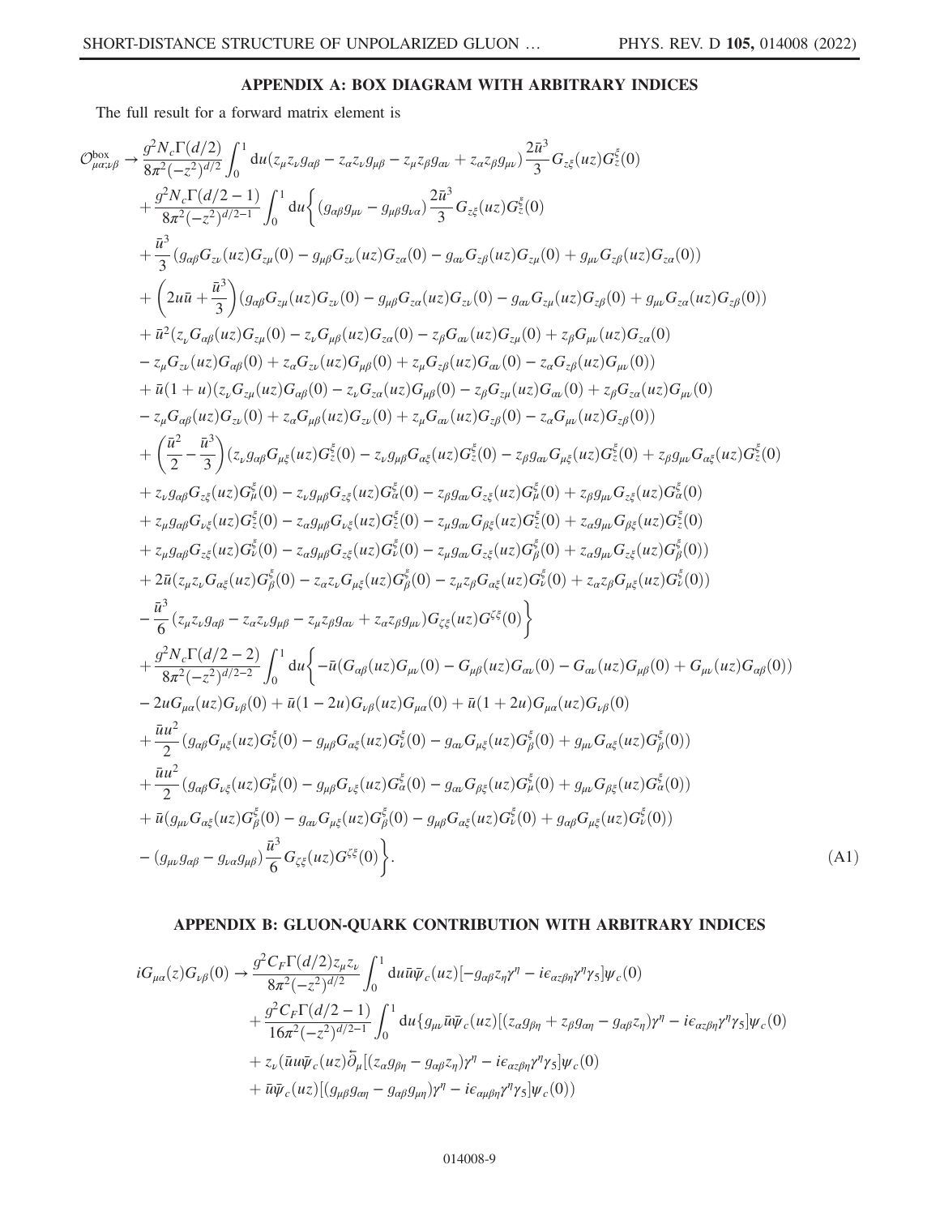## APPENDIX A: BOX DIAGRAM WITH ARBITRARY INDICES

The full result for a forward matrix element is

$$
\begin{aligned}
\mathcal{O}^{\text{box}}_{\mu\alpha;\nu\beta} \to\; & \frac{g^2 N_c \Gamma(d/2)}{8\pi^2(-z^2)^{d/2}} \int_0^1 du (z_\mu z_\nu g_{\alpha\beta} - z_\alpha z_\nu g_{\mu\beta} - z_\mu z_\beta g_{\alpha\nu} + z_\alpha z_\beta g_{\mu\nu}) \frac{2\bar{u}^3}{3} G_{z\xi}(uz) G_z^{\xi}(0) \\
&+ \frac{g^2 N_c \Gamma(d/2-1)}{8\pi^2(-z^2)^{d/2-1}} \int_0^1 du \bigg\{ (g_{\alpha\beta} g_{\mu\nu} - g_{\mu\beta} g_{\nu\alpha}) \frac{2\bar{u}^3}{3} G_{z\xi}(uz) G_z^{\xi}(0) \\
&+ \frac{\bar{u}^3}{3} (g_{\alpha\beta} G_{z\nu}(uz) G_{z\mu}(0) - g_{\mu\beta} G_{z\nu}(uz) G_{z\alpha}(0) - g_{\alpha\nu} G_{z\beta}(uz) G_{z\mu}(0) + g_{\mu\nu} G_{z\beta}(uz) G_{z\alpha}(0)) \\
&+ \left(2u\bar{u} + \frac{\bar{u}^3}{3}\right) (g_{\alpha\beta} G_{z\mu}(uz) G_{z\nu}(0) - g_{\mu\beta} G_{z\alpha}(uz) G_{z\nu}(0) - g_{\alpha\nu} G_{z\mu}(uz) G_{z\beta}(0) + g_{\mu\nu} G_{z\alpha}(uz) G_{z\beta}(0)) \\
&+ \bar{u}^2 (z_\nu G_{\alpha\beta}(uz) G_{z\mu}(0) - z_\nu G_{\mu\beta}(uz) G_{z\alpha}(0) - z_\beta G_{\alpha\nu}(uz) G_{z\mu}(0) + z_\beta G_{\mu\nu}(uz) G_{z\alpha}(0) \\
&- z_\mu G_{z\nu}(uz) G_{\alpha\beta}(0) + z_\alpha G_{z\nu}(uz) G_{\mu\beta}(0) + z_\mu G_{z\beta}(uz) G_{\alpha\nu}(0) - z_\alpha G_{z\beta}(uz) G_{\mu\nu}(0)) \\
&+ \bar{u}(1+u) (z_\nu G_{z\mu}(uz) G_{\alpha\beta}(0) - z_\nu G_{z\alpha}(uz) G_{\mu\beta}(0) - z_\beta G_{z\mu}(uz) G_{\alpha\nu}(0) + z_\beta G_{z\alpha}(uz) G_{\mu\nu}(0) \\
&- z_\mu G_{\alpha\beta}(uz) G_{z\nu}(0) + z_\alpha G_{\mu\beta}(uz) G_{z\nu}(0) + z_\mu G_{\alpha\nu}(uz) G_{z\beta}(0) - z_\alpha G_{\mu\nu}(uz) G_{z\beta}(0)) \\
&+ \left(\frac{\bar{u}^2}{2} - \frac{\bar{u}^3}{3}\right) (z_\nu g_{\alpha\beta} G_{\mu\xi}(uz) G_z^{\xi}(0) - z_\nu g_{\mu\beta} G_{\alpha\xi}(uz) G_z^{\xi}(0) - z_\beta g_{\alpha\nu} G_{\mu\xi}(uz) G_z^{\xi}(0) + z_\beta g_{\mu\nu} G_{\alpha\xi}(uz) G_z^{\xi}(0) \\
&+ z_\nu g_{\alpha\beta} G_{z\xi}(uz) G_\mu^{\xi}(0) - z_\nu g_{\mu\beta} G_{z\xi}(uz) G_\alpha^{\xi}(0) - z_\beta g_{\alpha\nu} G_{z\xi}(uz) G_\mu^{\xi}(0) + z_\beta g_{\mu\nu} G_{z\xi}(uz) G_\alpha^{\xi}(0) \\
&+ z_\mu g_{\alpha\beta} G_{\nu\xi}(uz) G_z^{\xi}(0) - z_\alpha g_{\mu\beta} G_{\nu\xi}(uz) G_z^{\xi}(0) - z_\mu g_{\alpha\nu} G_{\beta\xi}(uz) G_z^{\xi}(0) + z_\alpha g_{\mu\nu} G_{\beta\xi}(uz) G_z^{\xi}(0) \\
&+ z_\mu g_{\alpha\beta} G_{z\xi}(uz) G_\nu^{\xi}(0) - z_\alpha g_{\mu\beta} G_{z\xi}(uz) G_\nu^{\xi}(0) - z_\mu g_{\alpha\nu} G_{z\xi}(uz) G_\beta^{\xi}(0) + z_\alpha g_{\mu\nu} G_{z\xi}(uz) G_\beta^{\xi}(0)) \\
&+ 2\bar{u} (z_\mu z_\nu G_{\alpha\xi}(uz) G_\beta^{\xi}(0) - z_\alpha z_\nu G_{\mu\xi}(uz) G_\beta^{\xi}(0) - z_\mu z_\beta G_{\alpha\xi}(uz) G_\nu^{\xi}(0) + z_\alpha z_\beta G_{\mu\xi}(uz) G_\nu^{\xi}(0)) \\
&- \frac{\bar{u}^3}{6} (z_\mu z_\nu g_{\alpha\beta} - z_\alpha z_\nu g_{\mu\beta} - z_\mu z_\beta g_{\alpha\nu} + z_\alpha z_\beta g_{\mu\nu}) G_{\zeta\xi}(uz) G^{\zeta\xi}(0) \bigg\} \\
&+ \frac{g^2 N_c \Gamma(d/2-2)}{8\pi^2(-z^2)^{d/2-2}} \int_0^1 du \bigg\{ -\bar{u} (G_{\alpha\beta}(uz) G_{\mu\nu}(0) - G_{\mu\beta}(uz) G_{\alpha\nu}(0) - G_{\alpha\nu}(uz) G_{\mu\beta}(0) + G_{\mu\nu}(uz) G_{\alpha\beta}(0)) \\
&- 2u G_{\mu\alpha}(uz) G_{\nu\beta}(0) + \bar{u}(1-2u) G_{\nu\beta}(uz) G_{\mu\alpha}(0) + \bar{u}(1+2u) G_{\mu\alpha}(uz) G_{\nu\beta}(0) \\
&+ \frac{\bar{u}u^2}{2} (g_{\alpha\beta} G_{\mu\xi}(uz) G_\nu^{\xi}(0) - g_{\mu\beta} G_{\alpha\xi}(uz) G_\nu^{\xi}(0) - g_{\alpha\nu} G_{\mu\xi}(uz) G_\beta^{\xi}(0) + g_{\mu\nu} G_{\alpha\xi}(uz) G_\beta^{\xi}(0)) \\
&+ \frac{\bar{u}u^2}{2} (g_{\alpha\beta} G_{\nu\xi}(uz) G_\mu^{\xi}(0) - g_{\mu\beta} G_{\nu\xi}(uz) G_\alpha^{\xi}(0) - g_{\alpha\nu} G_{\beta\xi}(uz) G_\mu^{\xi}(0) + g_{\mu\nu} G_{\beta\xi}(uz) G_\alpha^{\xi}(0)) \\
&+ \bar{u} (g_{\mu\nu} G_{\alpha\xi}(uz) G_\beta^{\xi}(0) - g_{\alpha\nu} G_{\mu\xi}(uz) G_\beta^{\xi}(0) - g_{\mu\beta} G_{\alpha\xi}(uz) G_\nu^{\xi}(0) + g_{\alpha\beta} G_{\mu\xi}(uz) G_\nu^{\xi}(0)) \\
&- (g_{\mu\nu} g_{\alpha\beta} - g_{\nu\alpha} g_{\mu\beta}) \frac{\bar{u}^3}{6} G_{\zeta\xi}(uz) G^{\zeta\xi}(0) \bigg\}. 
\end{aligned} \tag{A1}
$$

## APPENDIX B: GLUON-QUARK CONTRIBUTION WITH ARBITRARY INDICES

$$
\begin{aligned}
iG_{\mu\alpha}(z) G_{\nu\beta}(0) \to\; & \frac{g^2 C_F \Gamma(d/2) z_\mu z_\nu}{8\pi^2(-z^2)^{d/2}} \int_0^1 du \bar{u} \bar{\psi}_c(uz) [-g_{\alpha\beta} z_\eta \gamma^\eta - i\epsilon_{\alpha z\beta\eta} \gamma^\eta \gamma_5] \psi_c(0) \\
&+ \frac{g^2 C_F \Gamma(d/2-1)}{16\pi^2(-z^2)^{d/2-1}} \int_0^1 du \{ g_{\mu\nu} \bar{u} \bar{\psi}_c(uz) [(z_\alpha g_{\beta\eta} + z_\beta g_{\alpha\eta} - g_{\alpha\beta} z_\eta) \gamma^\eta - i\epsilon_{\alpha z\beta\eta} \gamma^\eta \gamma_5] \psi_c(0) \\
&+ z_\nu (\bar{u} u \bar{\psi}_c(uz) \overleftarrow{\partial}_\mu [(z_\alpha g_{\beta\eta} - g_{\alpha\beta} z_\eta) \gamma^\eta - i\epsilon_{\alpha z\beta\eta} \gamma^\eta \gamma_5] \psi_c(0) \\
&+ \bar{u} \bar{\psi}_c(uz) [(g_{\mu\beta} g_{\alpha\eta} - g_{\alpha\beta} g_{\mu\eta}) \gamma^\eta - i\epsilon_{\alpha\mu\beta\eta} \gamma^\eta \gamma_5] \psi_c(0))
\end{aligned}
$$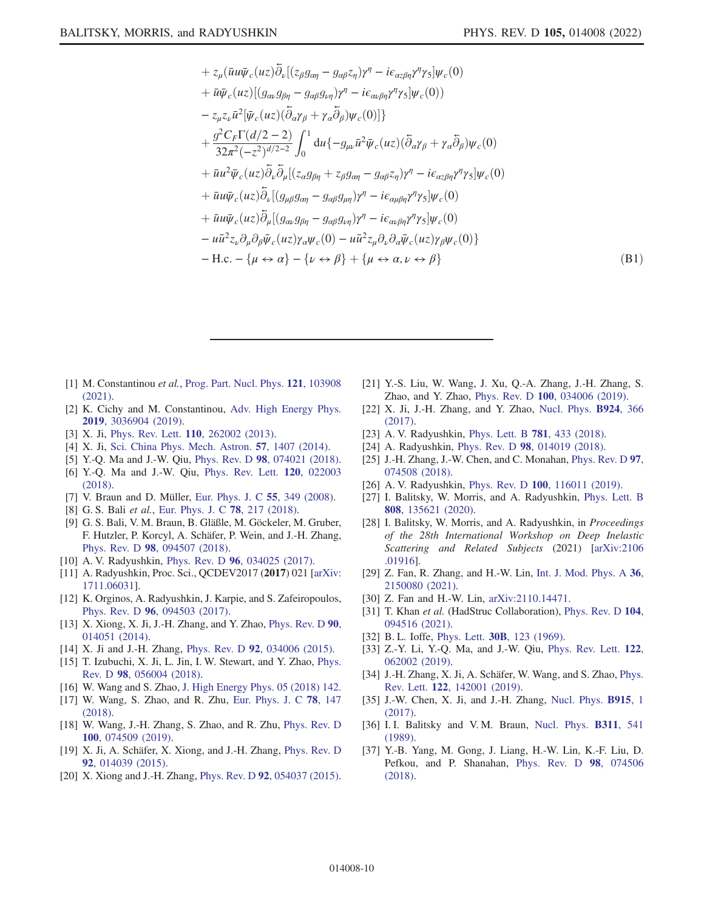$$
\begin{aligned}
&+ z_\mu(\bar{u}u\bar{\psi}_c(uz)\overleftarrow{\partial}_\nu[(z_\beta g_{\alpha\eta} - g_{\alpha\beta}z_\eta)\gamma^\eta - i\epsilon_{\alpha z\beta\eta}\gamma^\eta\gamma_5]\psi_c(0) \\
&+ \bar{u}\bar{\psi}_c(uz)[(g_{\alpha\nu}g_{\beta\eta} - g_{\alpha\beta}g_{\nu\eta})\gamma^\eta - i\epsilon_{\alpha\nu\beta\eta}\gamma^\eta\gamma_5]\psi_c(0)) \\
&- z_\mu z_\nu \bar{u}^2[\bar{\psi}_c(uz)(\overleftarrow{\partial}_\alpha\gamma_\beta + \gamma_\alpha\overleftarrow{\partial}_\beta)\psi_c(0)]\} \\
&+ \frac{g^2 C_F \Gamma(d/2-2)}{32\pi^2(-z^2)^{d/2-2}}\int_0^1 \mathrm{d}u\{-g_{\mu\nu}\bar{u}^2\bar{\psi}_c(uz)(\overleftarrow{\partial}_\alpha\gamma_\beta + \gamma_\alpha\overleftarrow{\partial}_\beta)\psi_c(0) \\
&+ \bar{u}u^2\bar{\psi}_c(uz)\overleftarrow{\partial}_\nu\overleftarrow{\partial}_\mu[(z_\alpha g_{\beta\eta} + z_\beta g_{\alpha\eta} - g_{\alpha\beta}z_\eta)\gamma^\eta - i\epsilon_{\alpha z\beta\eta}\gamma^\eta\gamma_5]\psi_c(0) \\
&+ \bar{u}u\bar{\psi}_c(uz)\overleftarrow{\partial}_\nu[(g_{\mu\beta}g_{\alpha\eta} - g_{\alpha\beta}g_{\mu\eta})\gamma^\eta - i\epsilon_{\alpha\mu\beta\eta}\gamma^\eta\gamma_5]\psi_c(0) \\
&+ \bar{u}u\bar{\psi}_c(uz)\overleftarrow{\partial}_\mu[(g_{\alpha\nu}g_{\beta\eta} - g_{\alpha\beta}g_{\nu\eta})\gamma^\eta - i\epsilon_{\alpha\nu\beta\eta}\gamma^\eta\gamma_5]\psi_c(0) \\
&- u\bar{u}^2 z_\nu\partial_\mu\partial_\beta\bar{\psi}_c(uz)\gamma_\alpha\psi_c(0) - u\bar{u}^2 z_\mu\partial_\nu\partial_\alpha\bar{\psi}_c(uz)\gamma_\beta\psi_c(0)\} \\
&- \text{H.c.} - \{\mu \leftrightarrow \alpha\} - \{\nu \leftrightarrow \beta\} + \{\mu \leftrightarrow \alpha, \nu \leftrightarrow \beta\}
\end{aligned} \tag{B1}
$$

---

[1] M. Constantinou *et al.*, Prog. Part. Nucl. Phys. **121**, 103908 (2021).

[2] K. Cichy and M. Constantinou, Adv. High Energy Phys. **2019**, 3036904 (2019).

[3] X. Ji, Phys. Rev. Lett. **110**, 262002 (2013).

[4] X. Ji, Sci. China Phys. Mech. Astron. **57**, 1407 (2014).

[5] Y.-Q. Ma and J.-W. Qiu, Phys. Rev. D **98**, 074021 (2018).

[6] Y.-Q. Ma and J.-W. Qiu, Phys. Rev. Lett. **120**, 022003 (2018).

[7] V. Braun and D. Müller, Eur. Phys. J. C **55**, 349 (2008).

[8] G. S. Bali *et al.*, Eur. Phys. J. C **78**, 217 (2018).

[9] G. S. Bali, V. M. Braun, B. Gläßle, M. Göckeler, M. Gruber, F. Hutzler, P. Korcyl, A. Schäfer, P. Wein, and J.-H. Zhang, Phys. Rev. D **98**, 094507 (2018).

[10] A. V. Radyushkin, Phys. Rev. D **96**, 034025 (2017).

[11] A. Radyushkin, Proc. Sci., QCDEV2017 (**2017**) 021 [arXiv:1711.06031].

[12] K. Orginos, A. Radyushkin, J. Karpie, and S. Zafeiropoulos, Phys. Rev. D **96**, 094503 (2017).

[13] X. Xiong, X. Ji, J.-H. Zhang, and Y. Zhao, Phys. Rev. D **90**, 014051 (2014).

[14] X. Ji and J.-H. Zhang, Phys. Rev. D **92**, 034006 (2015).

[15] T. Izubuchi, X. Ji, L. Jin, I. W. Stewart, and Y. Zhao, Phys. Rev. D **98**, 056004 (2018).

[16] W. Wang and S. Zhao, J. High Energy Phys. 05 (2018) 142.

[17] W. Wang, S. Zhao, and R. Zhu, Eur. Phys. J. C **78**, 147 (2018).

[18] W. Wang, J.-H. Zhang, S. Zhao, and R. Zhu, Phys. Rev. D **100**, 074509 (2019).

[19] X. Ji, A. Schäfer, X. Xiong, and J.-H. Zhang, Phys. Rev. D **92**, 014039 (2015).

[20] X. Xiong and J.-H. Zhang, Phys. Rev. D **92**, 054037 (2015).

[21] Y.-S. Liu, W. Wang, J. Xu, Q.-A. Zhang, J.-H. Zhang, S. Zhao, and Y. Zhao, Phys. Rev. D **100**, 034006 (2019).

[22] X. Ji, J.-H. Zhang, and Y. Zhao, Nucl. Phys. **B924**, 366 (2017).

[23] A. V. Radyushkin, Phys. Lett. B **781**, 433 (2018).

[24] A. Radyushkin, Phys. Rev. D **98**, 014019 (2018).

[25] J.-H. Zhang, J.-W. Chen, and C. Monahan, Phys. Rev. D **97**, 074508 (2018).

[26] A. V. Radyushkin, Phys. Rev. D **100**, 116011 (2019).

[27] I. Balitsky, W. Morris, and A. Radyushkin, Phys. Lett. B **808**, 135621 (2020).

[28] I. Balitsky, W. Morris, and A. Radyushkin, in *Proceedings of the 28th International Workshop on Deep Inelastic Scattering and Related Subjects* (2021) [arXiv:2106.01916].

[29] Z. Fan, R. Zhang, and H.-W. Lin, Int. J. Mod. Phys. A **36**, 2150080 (2021).

[30] Z. Fan and H.-W. Lin, arXiv:2110.14471.

[31] T. Khan *et al.* (HadStruc Collaboration), Phys. Rev. D **104**, 094516 (2021).

[32] B. L. Ioffe, Phys. Lett. **30B**, 123 (1969).

[33] Z.-Y. Li, Y.-Q. Ma, and J.-W. Qiu, Phys. Rev. Lett. **122**, 062002 (2019).

[34] J.-H. Zhang, X. Ji, A. Schäfer, W. Wang, and S. Zhao, Phys. Rev. Lett. **122**, 142001 (2019).

[35] J.-W. Chen, X. Ji, and J.-H. Zhang, Nucl. Phys. **B915**, 1 (2017).

[36] I. I. Balitsky and V. M. Braun, Nucl. Phys. **B311**, 541 (1989).

[37] Y.-B. Yang, M. Gong, J. Liang, H.-W. Lin, K.-F. Liu, D. Pefkou, and P. Shanahan, Phys. Rev. D **98**, 074506 (2018).